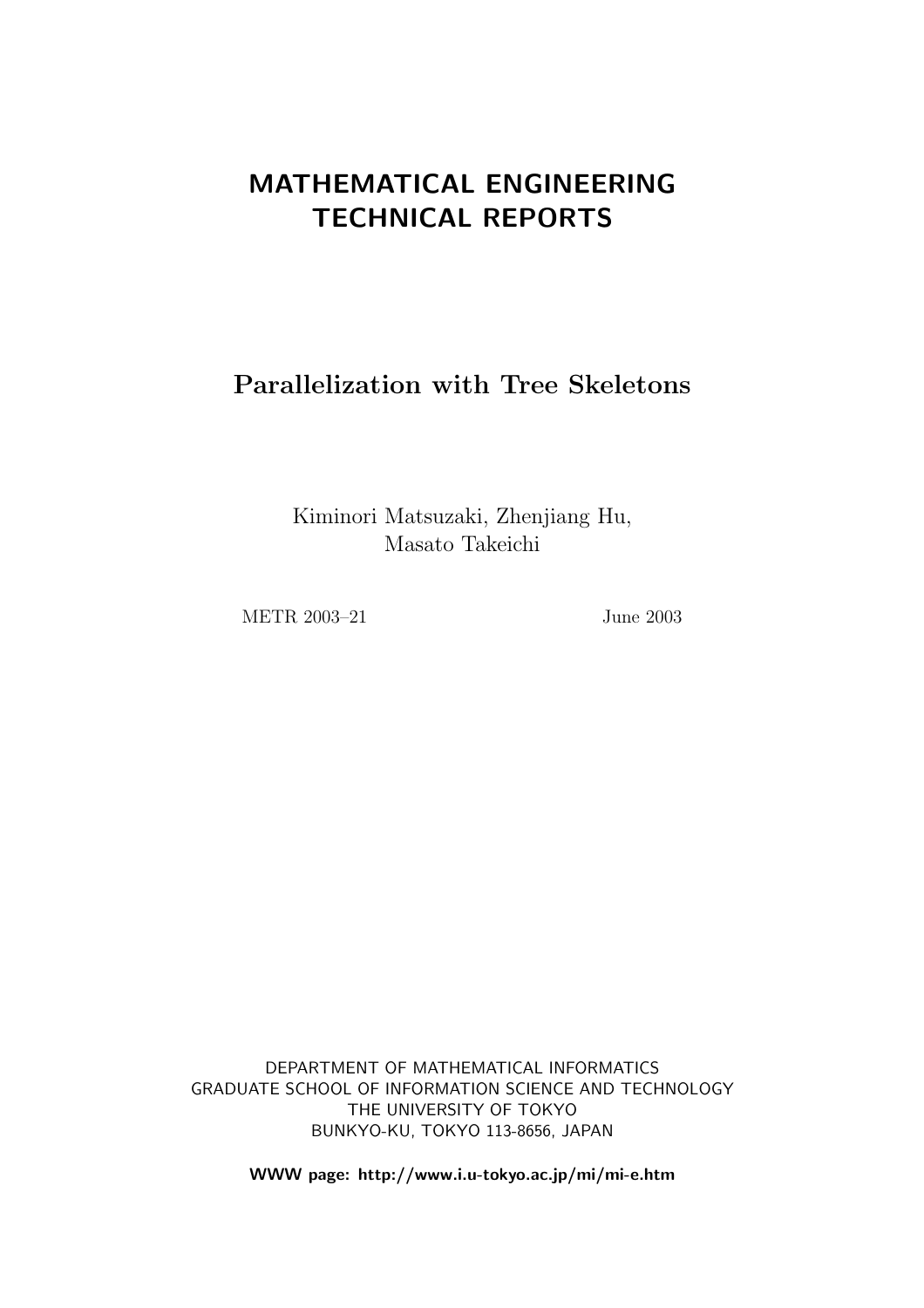# MATHEMATICAL ENGINEERING TECHNICAL REPORTS

## Parallelization with Tree Skeletons

Kiminori Matsuzaki, Zhenjiang Hu, Masato Takeichi

METR 2003–21 June 2003

DEPARTMENT OF MATHEMATICAL INFORMATICS
GRADUATE SCHOOL OF INFORMATION SCIENCE AND TECHNOLOGY
THE UNIVERSITY OF TOKYO
BUNKYO-KU, TOKYO 113-8656, JAPAN

**WWW page: http://www.i.u-tokyo.ac.jp/mi/mi-e.htm**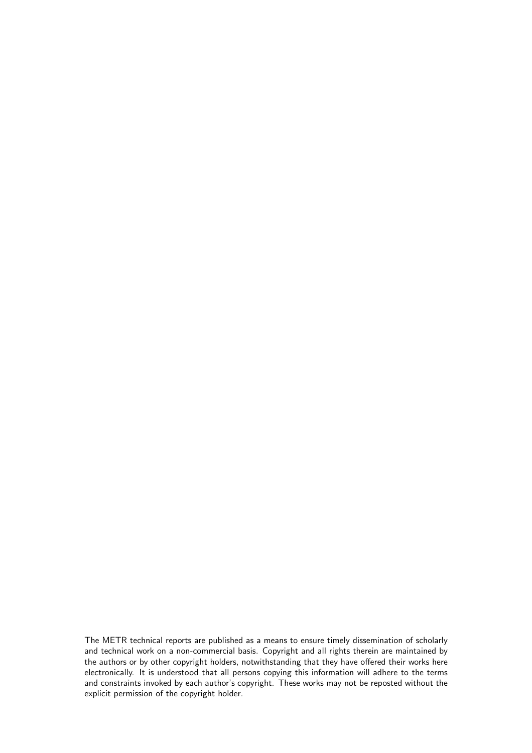The METR technical reports are published as a means to ensure timely dissemination of scholarly and technical work on a non-commercial basis. Copyright and all rights therein are maintained by the authors or by other copyright holders, notwithstanding that they have offered their works here electronically. It is understood that all persons copying this information will adhere to the terms and constraints invoked by each author's copyright. These works may not be reposted without the explicit permission of the copyright holder.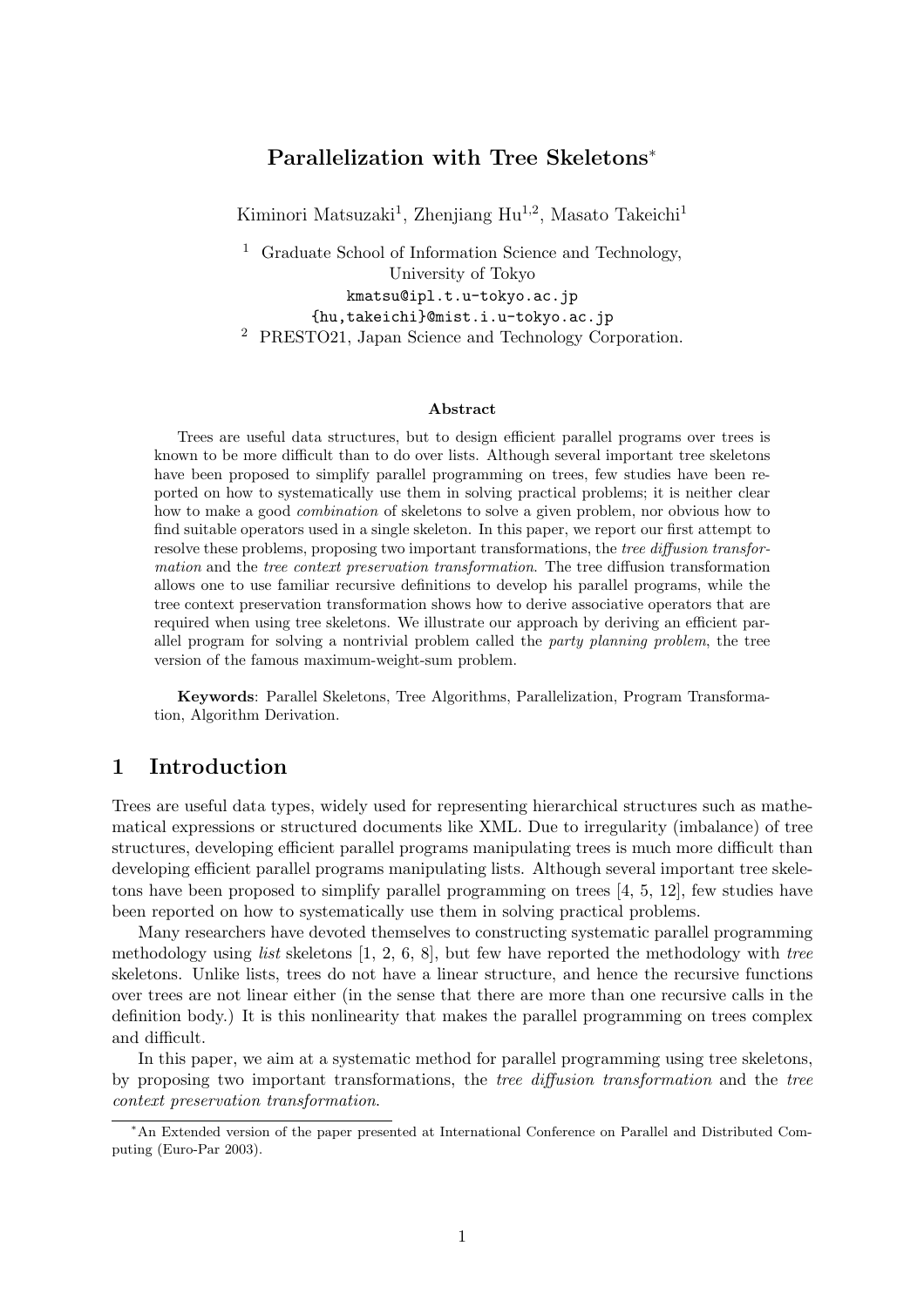# Parallelization with Tree Skeletons*

Kiminori Matsuzaki[1], Zhenjiang Hu[1,2], Masato Takeichi[1]

[1] Graduate School of Information Science and Technology,
University of Tokyo
kmatsu@ipl.t.u-tokyo.ac.jp
{hu,takeichi}@mist.i.u-tokyo.ac.jp

[2] PRESTO21, Japan Science and Technology Corporation.

### Abstract

Trees are useful data structures, but to design efficient parallel programs over trees is known to be more difficult than to do over lists. Although several important tree skeletons have been proposed to simplify parallel programming on trees, few studies have been reported on how to systematically use them in solving practical problems; it is neither clear how to make a good *combination* of skeletons to solve a given problem, nor obvious how to find suitable operators used in a single skeleton. In this paper, we report our first attempt to resolve these problems, proposing two important transformations, the *tree diffusion transformation* and the *tree context preservation transformation*. The tree diffusion transformation allows one to use familiar recursive definitions to develop his parallel programs, while the tree context preservation transformation shows how to derive associative operators that are required when using tree skeletons. We illustrate our approach by deriving an efficient parallel program for solving a nontrivial problem called the *party planning problem*, the tree version of the famous maximum-weight-sum problem.

**Keywords**: Parallel Skeletons, Tree Algorithms, Parallelization, Program Transformation, Algorithm Derivation.

## 1 Introduction

Trees are useful data types, widely used for representing hierarchical structures such as mathematical expressions or structured documents like XML. Due to irregularity (imbalance) of tree structures, developing efficient parallel programs manipulating trees is much more difficult than developing efficient parallel programs manipulating lists. Although several important tree skeletons have been proposed to simplify parallel programming on trees [4, 5, 12], few studies have been reported on how to systematically use them in solving practical problems.

Many researchers have devoted themselves to constructing systematic parallel programming methodology using *list* skeletons [1, 2, 6, 8], but few have reported the methodology with *tree* skeletons. Unlike lists, trees do not have a linear structure, and hence the recursive functions over trees are not linear either (in the sense that there are more than one recursive calls in the definition body.) It is this nonlinearity that makes the parallel programming on trees complex and difficult.

In this paper, we aim at a systematic method for parallel programming using tree skeletons, by proposing two important transformations, the *tree diffusion transformation* and the *tree context preservation transformation*.

*An Extended version of the paper presented at International Conference on Parallel and Distributed Computing (Euro-Par 2003).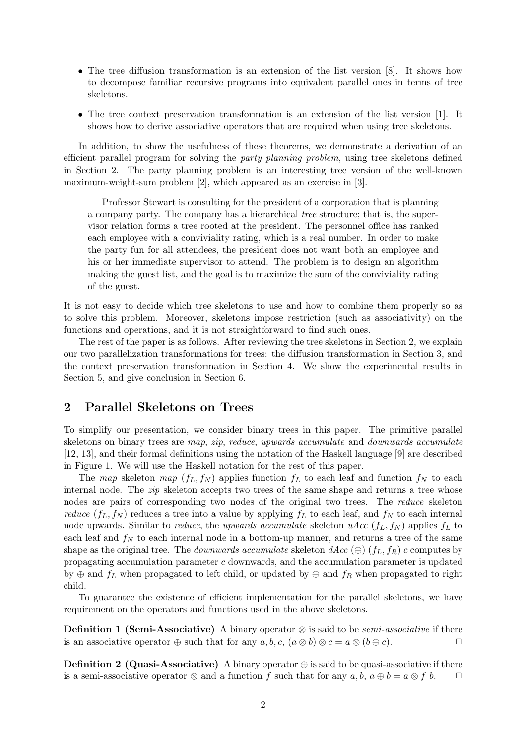- The tree diffusion transformation is an extension of the list version [8]. It shows how to decompose familiar recursive programs into equivalent parallel ones in terms of tree skeletons.
- The tree context preservation transformation is an extension of the list version [1]. It shows how to derive associative operators that are required when using tree skeletons.

In addition, to show the usefulness of these theorems, we demonstrate a derivation of an efficient parallel program for solving the *party planning problem*, using tree skeletons defined in Section 2. The party planning problem is an interesting tree version of the well-known maximum-weight-sum problem [2], which appeared as an exercise in [3].

> Professor Stewart is consulting for the president of a corporation that is planning a company party. The company has a hierarchical *tree* structure; that is, the supervisor relation forms a tree rooted at the president. The personnel office has ranked each employee with a conviviality rating, which is a real number. In order to make the party fun for all attendees, the president does not want both an employee and his or her immediate supervisor to attend. The problem is to design an algorithm making the guest list, and the goal is to maximize the sum of the conviviality rating of the guest.

It is not easy to decide which tree skeletons to use and how to combine them properly so as to solve this problem. Moreover, skeletons impose restriction (such as associativity) on the functions and operations, and it is not straightforward to find such ones.

The rest of the paper is as follows. After reviewing the tree skeletons in Section 2, we explain our two parallelization transformations for trees: the diffusion transformation in Section 3, and the context preservation transformation in Section 4. We show the experimental results in Section 5, and give conclusion in Section 6.

## 2 Parallel Skeletons on Trees

To simplify our presentation, we consider binary trees in this paper. The primitive parallel skeletons on binary trees are *map*, *zip*, *reduce*, *upwards accumulate* and *downwards accumulate* [12, 13], and their formal definitions using the notation of the Haskell language [9] are described in Figure 1. We will use the Haskell notation for the rest of this paper.

The *map* skeleton *map* $(f_L, f_N)$ applies function $f_L$ to each leaf and function $f_N$ to each internal node. The *zip* skeleton accepts two trees of the same shape and returns a tree whose nodes are pairs of corresponding two nodes of the original two trees. The *reduce* skeleton *reduce* $(f_L, f_N)$ reduces a tree into a value by applying $f_L$ to each leaf, and $f_N$ to each internal node upwards. Similar to *reduce*, the *upwards accumulate* skeleton *uAcc* $(f_L, f_N)$ applies $f_L$ to each leaf and $f_N$ to each internal node in a bottom-up manner, and returns a tree of the same shape as the original tree. The *downwards accumulate* skeleton *dAcc* $(\oplus)$ $(f_L, f_R)$ $c$ computes by propagating accumulation parameter $c$ downwards, and the accumulation parameter is updated by $\oplus$ and $f_L$ when propagated to left child, or updated by $\oplus$ and $f_R$ when propagated to right child.

To guarantee the existence of efficient implementation for the parallel skeletons, we have requirement on the operators and functions used in the above skeletons.

**Definition 1 (Semi-Associative)** A binary operator $\otimes$ is said to be *semi-associative* if there is an associative operator $\oplus$ such that for any $a, b, c$, $(a \otimes b) \otimes c = a \otimes (b \oplus c)$. □

**Definition 2 (Quasi-Associative)** A binary operator $\oplus$ is said to be quasi-associative if there is a semi-associative operator $\otimes$ and a function $f$ such that for any $a, b$, $a \oplus b = a \otimes f\ b$. □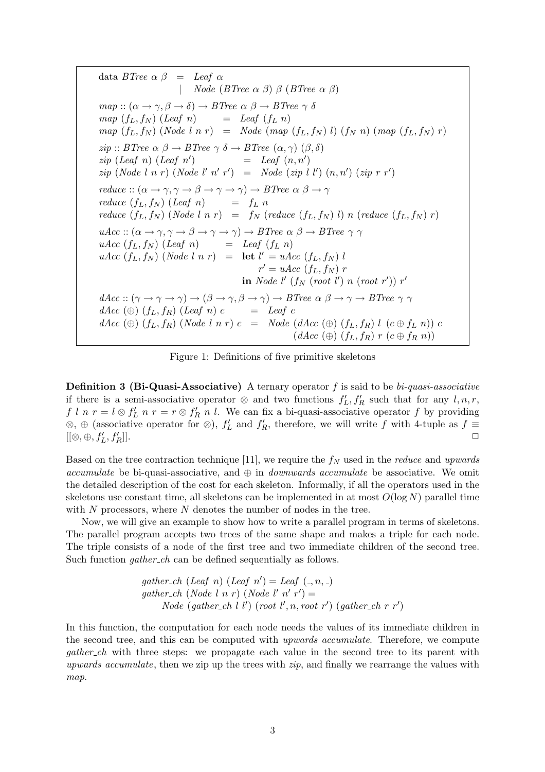$$
\begin{array}{lcl}
\text{data } \mathit{BTree}\ \alpha\ \beta & = & \mathit{Leaf}\ \alpha \\
 & | & \mathit{Node}\ (\mathit{BTree}\ \alpha\ \beta)\ \beta\ (\mathit{BTree}\ \alpha\ \beta) \\[6pt]
\multicolumn{3}{l}{\mathit{map} :: (\alpha \to \gamma, \beta \to \delta) \to \mathit{BTree}\ \alpha\ \beta \to \mathit{BTree}\ \gamma\ \delta} \\
\mathit{map}\ (f_L, f_N)\ (\mathit{Leaf}\ n) & = & \mathit{Leaf}\ (f_L\ n) \\
\mathit{map}\ (f_L, f_N)\ (\mathit{Node}\ l\ n\ r) & = & \mathit{Node}\ (\mathit{map}\ (f_L, f_N)\ l)\ (f_N\ n)\ (\mathit{map}\ (f_L, f_N)\ r) \\[6pt]
\multicolumn{3}{l}{\mathit{zip} :: \mathit{BTree}\ \alpha\ \beta \to \mathit{BTree}\ \gamma\ \delta \to \mathit{BTree}\ (\alpha, \gamma)\ (\beta, \delta)} \\
\mathit{zip}\ (\mathit{Leaf}\ n)\ (\mathit{Leaf}\ n') & = & \mathit{Leaf}\ (n, n') \\
\mathit{zip}\ (\mathit{Node}\ l\ n\ r)\ (\mathit{Node}\ l'\ n'\ r') & = & \mathit{Node}\ (\mathit{zip}\ l\ l')\ (n, n')\ (\mathit{zip}\ r\ r') \\[6pt]
\multicolumn{3}{l}{\mathit{reduce} :: (\alpha \to \gamma, \gamma \to \beta \to \gamma \to \gamma) \to \mathit{BTree}\ \alpha\ \beta \to \gamma} \\
\mathit{reduce}\ (f_L, f_N)\ (\mathit{Leaf}\ n) & = & f_L\ n \\
\mathit{reduce}\ (f_L, f_N)\ (\mathit{Node}\ l\ n\ r) & = & f_N\ (\mathit{reduce}\ (f_L, f_N)\ l)\ n\ (\mathit{reduce}\ (f_L, f_N)\ r) \\[6pt]
\multicolumn{3}{l}{\mathit{uAcc} :: (\alpha \to \gamma, \gamma \to \beta \to \gamma \to \gamma) \to \mathit{BTree}\ \alpha\ \beta \to \mathit{BTree}\ \gamma\ \gamma} \\
\mathit{uAcc}\ (f_L, f_N)\ (\mathit{Leaf}\ n) & = & \mathit{Leaf}\ (f_L\ n) \\
\mathit{uAcc}\ (f_L, f_N)\ (\mathit{Node}\ l\ n\ r) & = & \mathbf{let}\ l' = \mathit{uAcc}\ (f_L, f_N)\ l \\
 & & \qquad r' = \mathit{uAcc}\ (f_L, f_N)\ r \\
 & & \mathbf{in}\ \mathit{Node}\ l'\ (f_N\ (\mathit{root}\ l')\ n\ (\mathit{root}\ r'))\ r' \\[6pt]
\multicolumn{3}{l}{\mathit{dAcc} :: (\gamma \to \gamma \to \gamma) \to (\beta \to \gamma, \beta \to \gamma) \to \mathit{BTree}\ \alpha\ \beta \to \gamma \to \mathit{BTree}\ \gamma\ \gamma} \\
\mathit{dAcc}\ (\oplus)\ (f_L, f_R)\ (\mathit{Leaf}\ n)\ c & = & \mathit{Leaf}\ c \\
\mathit{dAcc}\ (\oplus)\ (f_L, f_R)\ (\mathit{Node}\ l\ n\ r)\ c & = & \mathit{Node}\ (\mathit{dAcc}\ (\oplus)\ (f_L, f_R)\ l\ (c \oplus f_L\ n))\ c \\
 & & \qquad (\mathit{dAcc}\ (\oplus)\ (f_L, f_R)\ r\ (c \oplus f_R\ n))
\end{array}
$$

Figure 1: Definitions of five primitive skeletons

**Definition 3 (Bi-Quasi-Associative)** A ternary operator $f$ is said to be *bi-quasi-associative* if there is a semi-associative operator $\otimes$ and two functions $f'_L, f'_R$ such that for any $l, n, r$, $f\ l\ n\ r = l \otimes f'_L\ n\ r = r \otimes f'_R\ n\ l$. We can fix a bi-quasi-associative operator $f$ by providing $\otimes$, $\oplus$ (associative operator for $\otimes$), $f'_L$ and $f'_R$, therefore, we will write $f$ with 4-tuple as $f \equiv [[\otimes, \oplus, f'_L, f'_R]]$. □

Based on the tree contraction technique [11], we require the $f_N$ used in the *reduce* and *upwards accumulate* be bi-quasi-associative, and $\oplus$ in *downwards accumulate* be associative. We omit the detailed description of the cost for each skeleton. Informally, if all the operators used in the skeletons use constant time, all skeletons can be implemented in at most $O(\log N)$ parallel time with $N$ processors, where $N$ denotes the number of nodes in the tree.

Now, we will give an example to show how to write a parallel program in terms of skeletons. The parallel program accepts two trees of the same shape and makes a triple for each node. The triple consists of a node of the first tree and two immediate children of the second tree. Such function *gather_ch* can be defined sequentially as follows.

$$
\begin{array}{l}
\mathit{gather\_ch}\ (\mathit{Leaf}\ n)\ (\mathit{Leaf}\ n') = \mathit{Leaf}\ (\_, n, \_) \\
\mathit{gather\_ch}\ (\mathit{Node}\ l\ n\ r)\ (\mathit{Node}\ l'\ n'\ r') = \\
\qquad \mathit{Node}\ (\mathit{gather\_ch}\ l\ l')\ (\mathit{root}\ l', n, \mathit{root}\ r')\ (\mathit{gather\_ch}\ r\ r')
\end{array}
$$

In this function, the computation for each node needs the values of its immediate children in the second tree, and this can be computed with *upwards accumulate*. Therefore, we compute *gather_ch* with three steps: we propagate each value in the second tree to its parent with *upwards accumulate*, then we zip up the trees with *zip*, and finally we rearrange the values with *map*.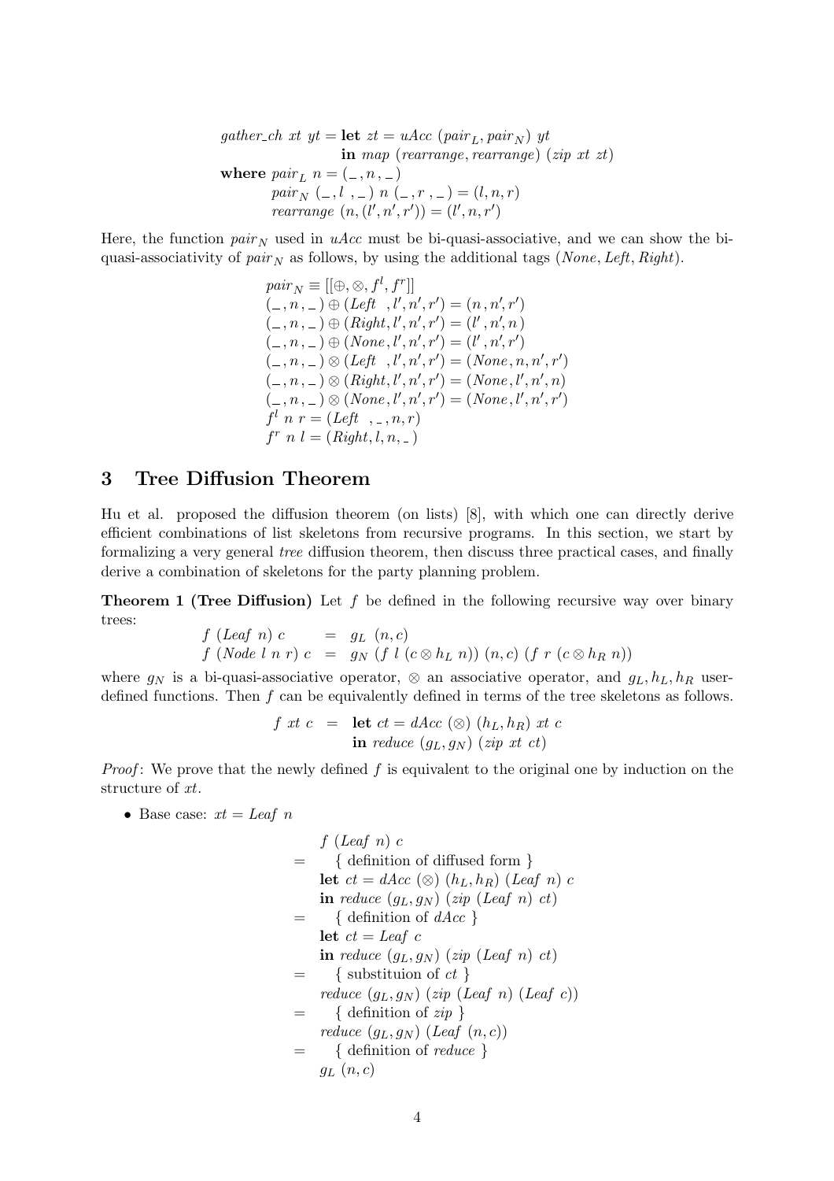$$
\begin{array}{l}
gather\_ch \; xt \; yt = \textbf{let} \; zt = uAcc \; (pair_L, pair_N) \; yt \\
\qquad\qquad\qquad\quad \textbf{in} \; map \; (rearrange, rearrange) \; (zip \; xt \; zt) \\
\textbf{where} \; pair_L \; n = (\_\,, n\,, \_\,) \\
\qquad\quad pair_N \; (\_\,, l\;\,, \_\,) \; n \; (\_\,, r\;, \_\,) = (l, n, r) \\
\qquad\quad rearrange \; (n, (l', n', r')) = (l', n, r')
\end{array}
$$

Here, the function $pair_N$ used in $uAcc$ must be bi-quasi-associative, and we can show the bi-quasi-associativity of $pair_N$ as follows, by using the additional tags ($None, Left, Right$).

$$
\begin{array}{l}
pair_N \equiv [[\oplus, \otimes, f^l, f^r]] \\
(\_\,, n\,, \_\,) \oplus (Left\;\;, l', n', r') = (n\,, n', r') \\
(\_\,, n\,, \_\,) \oplus (Right, l', n', r') = (l'\,, n', n\,) \\
(\_\,, n\,, \_\,) \oplus (None\,, l', n', r') = (l'\,, n', r') \\
(\_\,, n\,, \_\,) \otimes (Left\;\;, l', n', r') = (None\,, n, n', r') \\
(\_\,, n\,, \_\,) \otimes (Right, l', n', r') = (None\,, l', n', n) \\
(\_\,, n\,, \_\,) \otimes (None\,, l', n', r') = (None\,, l', n', r') \\
f^l \; n \; r = (Left\;\;, \_\,, n, r) \\
f^r \; n \; l = (Right, l, n, \_\,)
\end{array}
$$

## 3 Tree Diffusion Theorem

Hu et al. proposed the diffusion theorem (on lists) [8], with which one can directly derive efficient combinations of list skeletons from recursive programs. In this section, we start by formalizing a very general *tree* diffusion theorem, then discuss three practical cases, and finally derive a combination of skeletons for the party planning problem.

**Theorem 1 (Tree Diffusion)** Let $f$ be defined in the following recursive way over binary trees:

$$
\begin{array}{lcl}
f \; (Leaf \; n) \; c & = & g_L \; (n, c) \\
f \; (Node \; l \; n \; r) \; c & = & g_N \; (f \; l \; (c \otimes h_L \; n)) \; (n, c) \; (f \; r \; (c \otimes h_R \; n))
\end{array}
$$

where $g_N$ is a bi-quasi-associative operator, $\otimes$ an associative operator, and $g_L, h_L, h_R$ user-defined functions. Then $f$ can be equivalently defined in terms of the tree skeletons as follows.

$$
\begin{array}{lcl}
f \; xt \; c & = & \textbf{let} \; ct = dAcc \; (\otimes) \; (h_L, h_R) \; xt \; c \\
 & & \textbf{in} \; reduce \; (g_L, g_N) \; (zip \; xt \; ct)
\end{array}
$$

*Proof*: We prove that the newly defined $f$ is equivalent to the original one by induction on the structure of $xt$.

- Base case: $xt = Leaf \; n$

$$
\begin{array}{cl}
 & f \; (Leaf \; n) \; c \\
= & \quad \{ \text{ definition of diffused form } \} \\
 & \textbf{let} \; ct = dAcc \; (\otimes) \; (h_L, h_R) \; (Leaf \; n) \; c \\
 & \textbf{in} \; reduce \; (g_L, g_N) \; (zip \; (Leaf \; n) \; ct) \\
= & \quad \{ \text{ definition of } dAcc \; \} \\
 & \textbf{let} \; ct = Leaf \; c \\
 & \textbf{in} \; reduce \; (g_L, g_N) \; (zip \; (Leaf \; n) \; ct) \\
= & \quad \{ \text{ substituion of } ct \; \} \\
 & reduce \; (g_L, g_N) \; (zip \; (Leaf \; n) \; (Leaf \; c)) \\
= & \quad \{ \text{ definition of } zip \; \} \\
 & reduce \; (g_L, g_N) \; (Leaf \; (n, c)) \\
= & \quad \{ \text{ definition of } reduce \; \} \\
 & g_L \; (n, c)
\end{array}
$$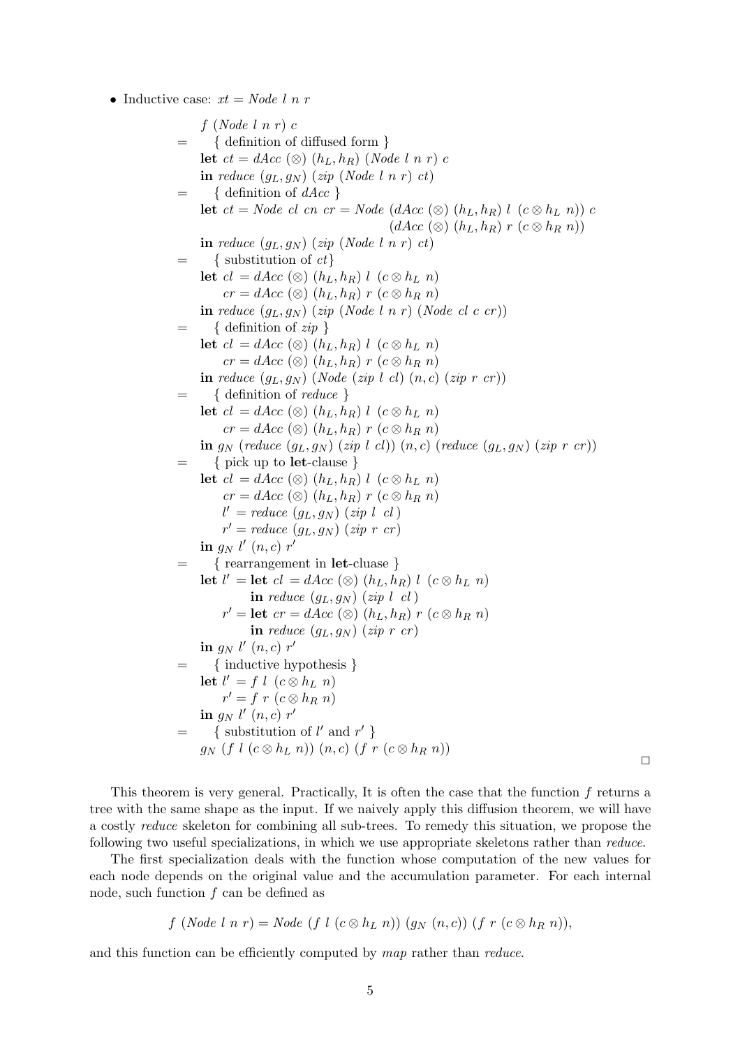- Inductive case: $xt = Node\ l\ n\ r$

$$
\begin{array}{ll}
& f\ (Node\ l\ n\ r)\ c \\
= & \quad \{ \text{ definition of diffused form } \} \\
& \textbf{let}\ ct = dAcc\ (\otimes)\ (h_L, h_R)\ (Node\ l\ n\ r)\ c \\
& \textbf{in}\ reduce\ (g_L, g_N)\ (zip\ (Node\ l\ n\ r)\ ct) \\
= & \quad \{ \text{ definition of } dAcc \ \} \\
& \textbf{let}\ ct = Node\ cl\ cn\ cr = Node\ (dAcc\ (\otimes)\ (h_L, h_R)\ l\ \ (c \otimes h_L\ n))\ c \\
& \qquad\qquad\qquad\qquad\qquad\qquad (dAcc\ (\otimes)\ (h_L, h_R)\ r\ (c \otimes h_R\ n)) \\
& \textbf{in}\ reduce\ (g_L, g_N)\ (zip\ (Node\ l\ n\ r)\ ct) \\
= & \quad \{ \text{ substitution of } ct \} \\
& \textbf{let}\ cl\ = dAcc\ (\otimes)\ (h_L, h_R)\ l\ \ (c \otimes h_L\ n) \\
& \quad\ \ cr = dAcc\ (\otimes)\ (h_L, h_R)\ r\ (c \otimes h_R\ n) \\
& \textbf{in}\ reduce\ (g_L, g_N)\ (zip\ (Node\ l\ n\ r)\ (Node\ cl\ c\ cr)) \\
= & \quad \{ \text{ definition of } zip \ \} \\
& \textbf{let}\ cl\ = dAcc\ (\otimes)\ (h_L, h_R)\ l\ \ (c \otimes h_L\ n) \\
& \quad\ \ cr = dAcc\ (\otimes)\ (h_L, h_R)\ r\ (c \otimes h_R\ n) \\
& \textbf{in}\ reduce\ (g_L, g_N)\ (Node\ (zip\ l\ cl)\ (n, c)\ (zip\ r\ cr)) \\
= & \quad \{ \text{ definition of } reduce \ \} \\
& \textbf{let}\ cl\ = dAcc\ (\otimes)\ (h_L, h_R)\ l\ \ (c \otimes h_L\ n) \\
& \quad\ \ cr = dAcc\ (\otimes)\ (h_L, h_R)\ r\ (c \otimes h_R\ n) \\
& \textbf{in}\ g_N\ (reduce\ (g_L, g_N)\ (zip\ l\ cl))\ (n, c)\ (reduce\ (g_L, g_N)\ (zip\ r\ cr)) \\
= & \quad \{ \text{ pick up to } \textbf{let}\text{-clause } \} \\
& \textbf{let}\ cl\ = dAcc\ (\otimes)\ (h_L, h_R)\ l\ \ (c \otimes h_L\ n) \\
& \quad\ \ cr = dAcc\ (\otimes)\ (h_L, h_R)\ r\ (c \otimes h_R\ n) \\
& \quad\ \ l' = reduce\ (g_L, g_N)\ (zip\ l\ \ cl\ ) \\
& \quad\ \ r' = reduce\ (g_L, g_N)\ (zip\ r\ cr) \\
& \textbf{in}\ g_N\ l'\ (n, c)\ r' \\
= & \quad \{ \text{ rearrangement in } \textbf{let}\text{-cluase } \} \\
& \textbf{let}\ l' = \textbf{let}\ cl\ = dAcc\ (\otimes)\ (h_L, h_R)\ l\ \ (c \otimes h_L\ n) \\
& \qquad\qquad \textbf{in}\ reduce\ (g_L, g_N)\ (zip\ l\ \ cl\ ) \\
& \quad\ \ r' = \textbf{let}\ cr = dAcc\ (\otimes)\ (h_L, h_R)\ r\ (c \otimes h_R\ n) \\
& \qquad\qquad \textbf{in}\ reduce\ (g_L, g_N)\ (zip\ r\ cr) \\
& \textbf{in}\ g_N\ l'\ (n, c)\ r' \\
= & \quad \{ \text{ inductive hypothesis } \} \\
& \textbf{let}\ l' = f\ l\ \ (c \otimes h_L\ n) \\
& \quad\ \ r' = f\ r\ (c \otimes h_R\ n) \\
& \textbf{in}\ g_N\ l'\ (n, c)\ r' \\
= & \quad \{ \text{ substitution of } l' \text{ and } r' \ \} \\
& g_N\ (f\ l\ (c \otimes h_L\ n))\ (n, c)\ (f\ r\ (c \otimes h_R\ n))
\end{array}
$$

□

This theorem is very general. Practically, It is often the case that the function $f$ returns a tree with the same shape as the input. If we naively apply this diffusion theorem, we will have a costly *reduce* skeleton for combining all sub-trees. To remedy this situation, we propose the following two useful specializations, in which we use appropriate skeletons rather than *reduce*.

The first specialization deals with the function whose computation of the new values for each node depends on the original value and the accumulation parameter. For each internal node, such function $f$ can be defined as

$$f\ (Node\ l\ n\ r) = Node\ (f\ l\ (c \otimes h_L\ n))\ (g_N\ (n, c))\ (f\ r\ (c \otimes h_R\ n)),$$

and this function can be efficiently computed by *map* rather than *reduce*.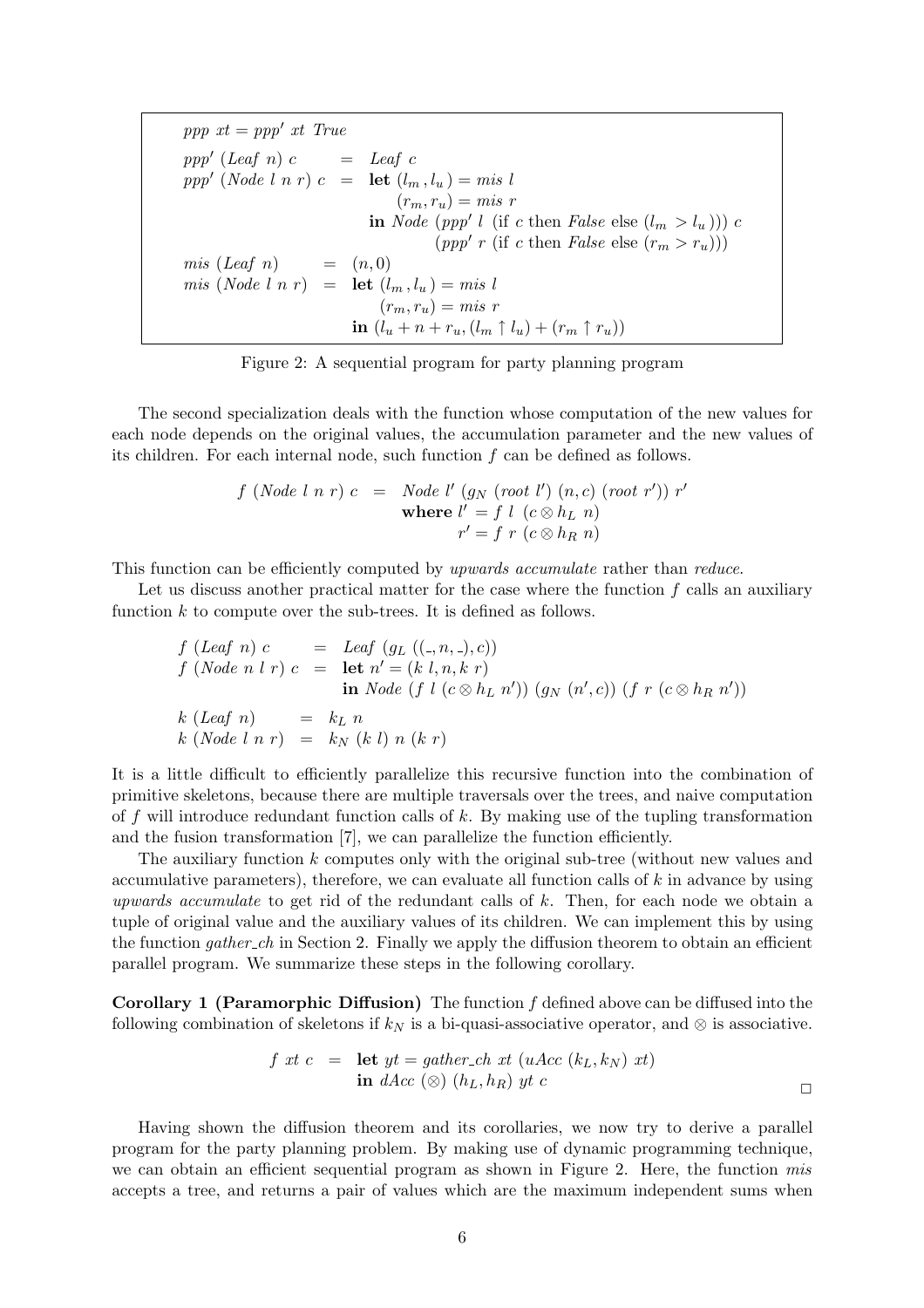```
ppp xt = ppp' xt True

ppp' (Leaf n) c      =  Leaf c
ppp' (Node l n r) c  =  let (l_m, l_u) = mis l
                            (r_m, r_u) = mis r
                        in Node (ppp' l (if c then False else (l_m > l_u))) c
                                (ppp' r (if c then False else (r_m > r_u)))

mis (Leaf n)       =  (n, 0)
mis (Node l n r)   =  let (l_m, l_u) = mis l
                          (r_m, r_u) = mis r
                      in (l_u + n + r_u, (l_m ↑ l_u) + (r_m ↑ r_u))
```

Figure 2: A sequential program for party planning program

The second specialization deals with the function whose computation of the new values for each node depends on the original values, the accumulation parameter and the new values of its children. For each internal node, such function $f$ can be defined as follows.

$$
\begin{array}{rcl}
f\ (Node\ l\ n\ r)\ c & = & Node\ l'\ (g_N\ (root\ l')\ (n, c)\ (root\ r'))\ r' \\
& & \textbf{where}\ l' = f\ l\ (c \otimes h_L\ n) \\
& & \qquad\quad r' = f\ r\ (c \otimes h_R\ n)
\end{array}
$$

This function can be efficiently computed by *upwards accumulate* rather than *reduce*.

Let us discuss another practical matter for the case where the function $f$ calls an auxiliary function $k$ to compute over the sub-trees. It is defined as follows.

$$
\begin{array}{rcl}
f\ (Leaf\ n)\ c & = & Leaf\ (g_L\ ((\_, n, \_), c)) \\
f\ (Node\ n\ l\ r)\ c & = & \textbf{let}\ n' = (k\ l, n, k\ r) \\
& & \textbf{in}\ Node\ (f\ l\ (c \otimes h_L\ n'))\ (g_N\ (n', c))\ (f\ r\ (c \otimes h_R\ n')) \\
k\ (Leaf\ n) & = & k_L\ n \\
k\ (Node\ l\ n\ r) & = & k_N\ (k\ l)\ n\ (k\ r)
\end{array}
$$

It is a little difficult to efficiently parallelize this recursive function into the combination of primitive skeletons, because there are multiple traversals over the trees, and naive computation of $f$ will introduce redundant function calls of $k$. By making use of the tupling transformation and the fusion transformation [7], we can parallelize the function efficiently.

The auxiliary function $k$ computes only with the original sub-tree (without new values and accumulative parameters), therefore, we can evaluate all function calls of $k$ in advance by using *upwards accumulate* to get rid of the redundant calls of $k$. Then, for each node we obtain a tuple of original value and the auxiliary values of its children. We can implement this by using the function *gather_ch* in Section 2. Finally we apply the diffusion theorem to obtain an efficient parallel program. We summarize these steps in the following corollary.

**Corollary 1 (Paramorphic Diffusion)** The function $f$ defined above can be diffused into the following combination of skeletons if $k_N$ is a bi-quasi-associative operator, and $\otimes$ is associative.

$$
\begin{array}{rcl}
f\ xt\ c & = & \textbf{let}\ yt = gather\_ch\ xt\ (uAcc\ (k_L, k_N)\ xt) \\
& & \textbf{in}\ dAcc\ (\otimes)\ (h_L, h_R)\ yt\ c
\end{array}
$$

□

Having shown the diffusion theorem and its corollaries, we now try to derive a parallel program for the party planning problem. By making use of dynamic programming technique, we can obtain an efficient sequential program as shown in Figure 2. Here, the function *mis* accepts a tree, and returns a pair of values which are the maximum independent sums when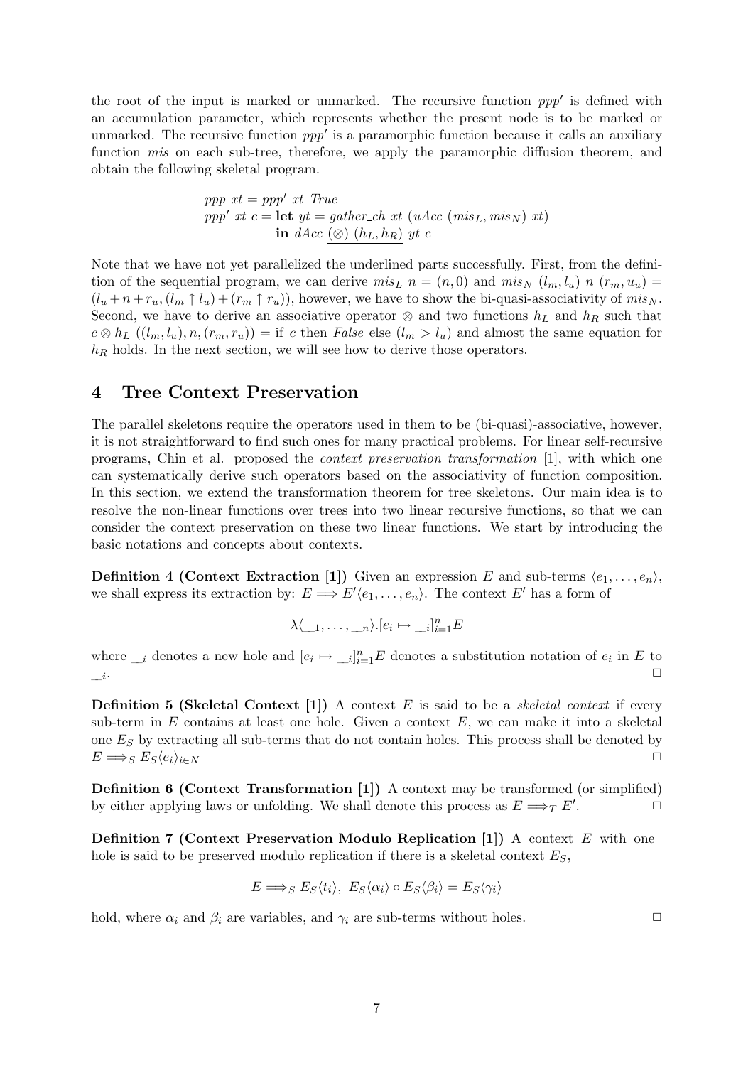the root of the input is marked or unmarked. The recursive function $ppp'$ is defined with an accumulation parameter, which represents whether the present node is to be marked or unmarked. The recursive function $ppp'$ is a paramorphic function because it calls an auxiliary function $mis$ on each sub-tree, therefore, we apply the paramorphic diffusion theorem, and obtain the following skeletal program.

$$
\begin{array}{l}
ppp\ xt = ppp'\ xt\ True \\
ppp'\ xt\ c = \textbf{let}\ yt = gather\_ch\ xt\ (uAcc\ (mis_L, \underline{mis_N})\ xt) \\
\qquad\qquad\quad \textbf{in}\ dAcc\ \underline{(\otimes)\ (h_L, h_R)}\ yt\ c
\end{array}
$$

Note that we have not yet parallelized the underlined parts successfully. First, from the definition of the sequential program, we can derive $mis_L\ n = (n, 0)$ and $mis_N\ (l_m, l_u)\ n\ (r_m, u_u) = (l_u + n + r_u, (l_m \uparrow l_u) + (r_m \uparrow r_u))$, however, we have to show the bi-quasi-associativity of $mis_N$. Second, we have to derive an associative operator $\otimes$ and two functions $h_L$ and $h_R$ such that $c \otimes h_L\ ((l_m, l_u), n, (r_m, r_u)) =$ if $c$ then *False* else $(l_m > l_u)$ and almost the same equation for $h_R$ holds. In the next section, we will see how to derive those operators.

## 4 Tree Context Preservation

The parallel skeletons require the operators used in them to be (bi-quasi)-associative, however, it is not straightforward to find such ones for many practical problems. For linear self-recursive programs, Chin et al. proposed the *context preservation transformation* [1], with which one can systematically derive such operators based on the associativity of function composition. In this section, we extend the transformation theorem for tree skeletons. Our main idea is to resolve the non-linear functions over trees into two linear recursive functions, so that we can consider the context preservation on these two linear functions. We start by introducing the basic notations and concepts about contexts.

**Definition 4 (Context Extraction [1])** Given an expression $E$ and sub-terms $\langle e_1, \ldots, e_n \rangle$, we shall express its extraction by: $E \Longrightarrow E'\langle e_1, \ldots, e_n \rangle$. The context $E'$ has a form of

$$\lambda \langle \_\_1, \ldots, \_\_n \rangle . [e_i \mapsto \_\_i]_{i=1}^{n} E$$

where $\_\_i$ denotes a new hole and $[e_i \mapsto \_\_i]_{i=1}^{n} E$ denotes a substitution notation of $e_i$ in $E$ to $\_\_i$. □

**Definition 5 (Skeletal Context [1])** A context $E$ is said to be a *skeletal context* if every sub-term in $E$ contains at least one hole. Given a context $E$, we can make it into a skeletal one $E_S$ by extracting all sub-terms that do not contain holes. This process shall be denoted by $E \Longrightarrow_S E_S \langle e_i \rangle_{i \in N}$ □

**Definition 6 (Context Transformation [1])** A context may be transformed (or simplified) by either applying laws or unfolding. We shall denote this process as $E \Longrightarrow_T E'$. □

**Definition 7 (Context Preservation Modulo Replication [1])** A context $E$ with one hole is said to be preserved modulo replication if there is a skeletal context $E_S$,

$$E \Longrightarrow_S E_S \langle t_i \rangle,\ E_S \langle \alpha_i \rangle \circ E_S \langle \beta_i \rangle = E_S \langle \gamma_i \rangle$$

hold, where $\alpha_i$ and $\beta_i$ are variables, and $\gamma_i$ are sub-terms without holes. □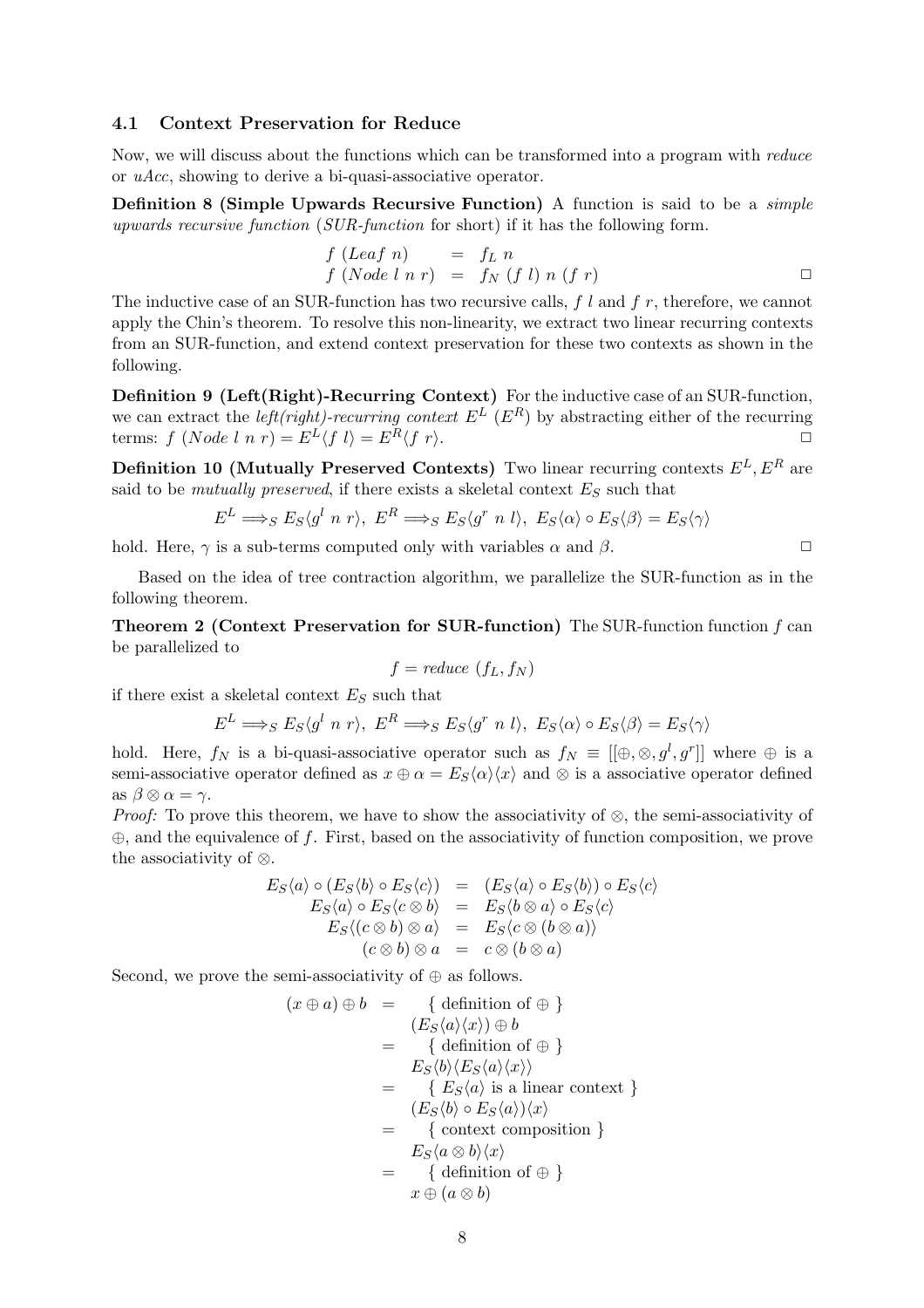### 4.1 Context Preservation for Reduce

Now, we will discuss about the functions which can be transformed into a program with *reduce* or *uAcc*, showing to derive a bi-quasi-associative operator.

**Definition 8 (Simple Upwards Recursive Function)** A function is said to be a *simple upwards recursive function* (*SUR-function* for short) if it has the following form.

$$\begin{array}{lcl} f\ (Leaf\ n) & = & f_L\ n \\ f\ (Node\ l\ n\ r) & = & f_N\ (f\ l)\ n\ (f\ r) \end{array}$$

□

The inductive case of an SUR-function has two recursive calls, $f\ l$ and $f\ r$, therefore, we cannot apply the Chin's theorem. To resolve this non-linearity, we extract two linear recurring contexts from an SUR-function, and extend context preservation for these two contexts as shown in the following.

**Definition 9 (Left(Right)-Recurring Context)** For the inductive case of an SUR-function, we can extract the *left(right)-recurring context* $E^L$ ($E^R$) by abstracting either of the recurring terms: $f\ (Node\ l\ n\ r) = E^L\langle f\ l\rangle = E^R\langle f\ r\rangle$. □

**Definition 10 (Mutually Preserved Contexts)** Two linear recurring contexts $E^L, E^R$ are said to be *mutually preserved*, if there exists a skeletal context $E_S$ such that

$$E^L \Longrightarrow_S E_S\langle g^l\ n\ r\rangle,\ E^R \Longrightarrow_S E_S\langle g^r\ n\ l\rangle,\ E_S\langle\alpha\rangle \circ E_S\langle\beta\rangle = E_S\langle\gamma\rangle$$

hold. Here, $\gamma$ is a sub-terms computed only with variables $\alpha$ and $\beta$. □

Based on the idea of tree contraction algorithm, we parallelize the SUR-function as in the following theorem.

**Theorem 2 (Context Preservation for SUR-function)** The SUR-function function $f$ can be parallelized to

$$f = reduce\ (f_L, f_N)$$

if there exist a skeletal context $E_S$ such that

$$E^L \Longrightarrow_S E_S\langle g^l\ n\ r\rangle,\ E^R \Longrightarrow_S E_S\langle g^r\ n\ l\rangle,\ E_S\langle\alpha\rangle \circ E_S\langle\beta\rangle = E_S\langle\gamma\rangle$$

hold. Here, $f_N$ is a bi-quasi-associative operator such as $f_N \equiv [[\oplus, \otimes, g^l, g^r]]$ where $\oplus$ is a semi-associative operator defined as $x \oplus \alpha = E_S\langle\alpha\rangle\langle x\rangle$ and $\otimes$ is a associative operator defined as $\beta \otimes \alpha = \gamma$.

*Proof:* To prove this theorem, we have to show the associativity of $\otimes$, the semi-associativity of $\oplus$, and the equivalence of $f$. First, based on the associativity of function composition, we prove the associativity of $\otimes$.

$$\begin{array}{rcl} E_S\langle a\rangle \circ (E_S\langle b\rangle \circ E_S\langle c\rangle) & = & (E_S\langle a\rangle \circ E_S\langle b\rangle) \circ E_S\langle c\rangle \\ E_S\langle a\rangle \circ E_S\langle c \otimes b\rangle & = & E_S\langle b \otimes a\rangle \circ E_S\langle c\rangle \\ E_S\langle (c \otimes b) \otimes a\rangle & = & E_S\langle c \otimes (b \otimes a)\rangle \\ (c \otimes b) \otimes a & = & c \otimes (b \otimes a) \end{array}$$

Second, we prove the semi-associativity of $\oplus$ as follows.

$$\begin{array}{rl} (x \oplus a) \oplus b & = \quad \{\text{ definition of } \oplus \} \\ & \quad (E_S\langle a\rangle\langle x\rangle) \oplus b \\ & = \quad \{\text{ definition of } \oplus \} \\ & \quad E_S\langle b\rangle\langle E_S\langle a\rangle\langle x\rangle\rangle \\ & = \quad \{\ E_S\langle a\rangle \text{ is a linear context } \} \\ & \quad (E_S\langle b\rangle \circ E_S\langle a\rangle)\langle x\rangle \\ & = \quad \{\text{ context composition } \} \\ & \quad E_S\langle a \otimes b\rangle\langle x\rangle \\ & = \quad \{\text{ definition of } \oplus \} \\ & \quad x \oplus (a \otimes b) \end{array}$$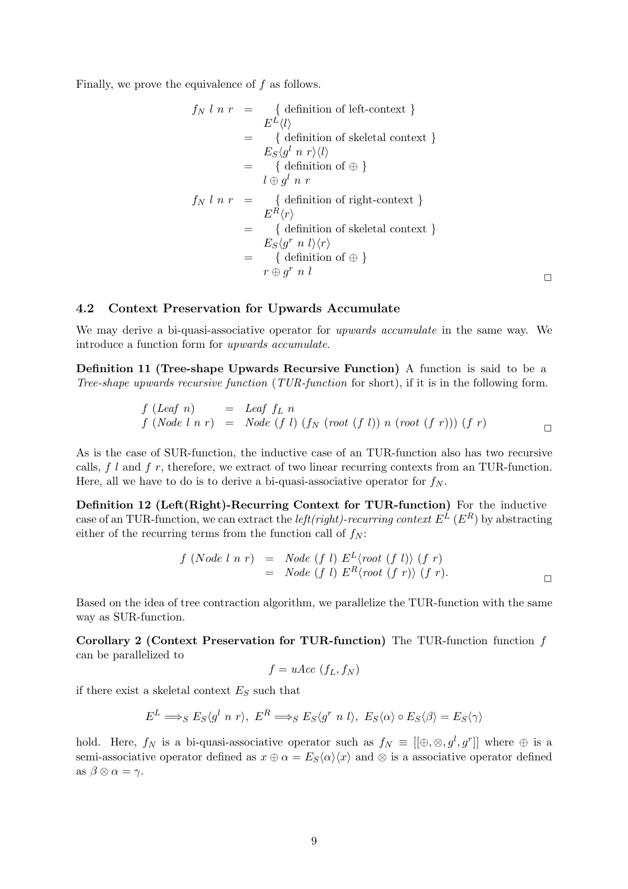Finally, we prove the equivalence of $f$ as follows.

$$
\begin{array}{rcl}
f_N\ l\ n\ r & = & \{ \text{ definition of left-context } \} \\
 & & E^L\langle l \rangle \\
 & = & \{ \text{ definition of skeletal context } \} \\
 & & E_S\langle g^l\ n\ r\rangle\langle l \rangle \\
 & = & \{ \text{ definition of } \oplus \} \\
 & & l \oplus g^l\ n\ r \\
f_N\ l\ n\ r & = & \{ \text{ definition of right-context } \} \\
 & & E^R\langle r \rangle \\
 & = & \{ \text{ definition of skeletal context } \} \\
 & & E_S\langle g^r\ n\ l\rangle\langle r \rangle \\
 & = & \{ \text{ definition of } \oplus \} \\
 & & r \oplus g^r\ n\ l
\end{array}
$$

□

## 4.2 Context Preservation for Upwards Accumulate

We may derive a bi-quasi-associative operator for *upwards accumulate* in the same way. We introduce a function form for *upwards accumulate*.

**Definition 11 (Tree-shape Upwards Recursive Function)** A function is said to be a *Tree-shape upwards recursive function* (*TUR-function* for short), if it is in the following form.

$$
\begin{array}{lcl}
f\ (Leaf\ n) & = & Leaf\ f_L\ n \\
f\ (Node\ l\ n\ r) & = & Node\ (f\ l)\ (f_N\ (root\ (f\ l))\ n\ (root\ (f\ r)))\ (f\ r)
\end{array}
$$

□

As is the case of SUR-function, the inductive case of an TUR-function also has two recursive calls, $f\ l$ and $f\ r$, therefore, we extract of two linear recurring contexts from an TUR-function. Here, all we have to do is to derive a bi-quasi-associative operator for $f_N$.

**Definition 12 (Left(Right)-Recurring Context for TUR-function)** For the inductive case of an TUR-function, we can extract the *left(right)-recurring context* $E^L$ ($E^R$) by abstracting either of the recurring terms from the function call of $f_N$:

$$
\begin{array}{lcl}
f\ (Node\ l\ n\ r) & = & Node\ (f\ l)\ E^L\langle root\ (f\ l)\rangle\ (f\ r) \\
 & = & Node\ (f\ l)\ E^R\langle root\ (f\ r)\rangle\ (f\ r).
\end{array}
$$

□

Based on the idea of tree contraction algorithm, we parallelize the TUR-function with the same way as SUR-function.

**Corollary 2 (Context Preservation for TUR-function)** The TUR-function function $f$ can be parallelized to

$$
f = uAcc\ (f_L, f_N)
$$

if there exist a skeletal context $E_S$ such that

$$
E^L \Longrightarrow_S E_S\langle g^l\ n\ r\rangle,\ E^R \Longrightarrow_S E_S\langle g^r\ n\ l\rangle,\ E_S\langle\alpha\rangle \circ E_S\langle\beta\rangle = E_S\langle\gamma\rangle
$$

hold. Here, $f_N$ is a bi-quasi-associative operator such as $f_N \equiv [[\oplus, \otimes, g^l, g^r]]$ where $\oplus$ is a semi-associative operator defined as $x \oplus \alpha = E_S\langle\alpha\rangle\langle x\rangle$ and $\otimes$ is a associative operator defined as $\beta \otimes \alpha = \gamma$.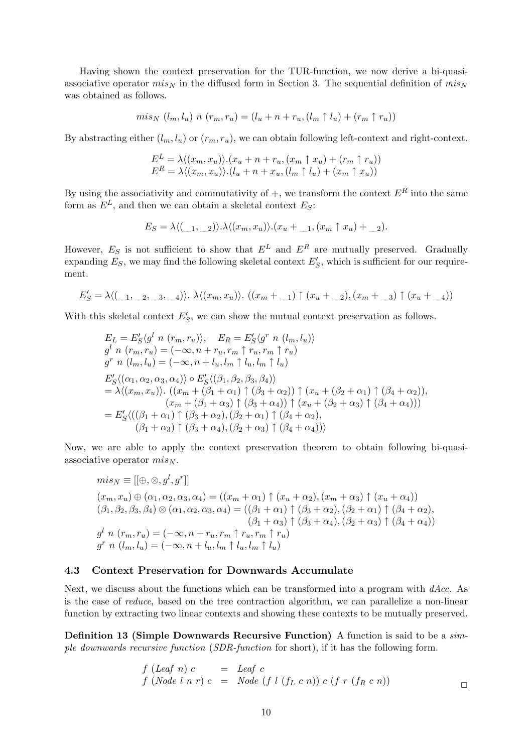Having shown the context preservation for the TUR-function, we now derive a bi-quasi-associative operator $mis_N$ in the diffused form in Section 3. The sequential definition of $mis_N$ was obtained as follows.

$$mis_N\ (l_m, l_u)\ n\ (r_m, r_u) = (l_u + n + r_u, (l_m \uparrow l_u) + (r_m \uparrow r_u))$$

By abstracting either $(l_m, l_u)$ or $(r_m, r_u)$, we can obtain following left-context and right-context.

$$\begin{aligned}
E^L &= \lambda\langle(x_m, x_u)\rangle.(x_u + n + r_u, (x_m \uparrow x_u) + (r_m \uparrow r_u)) \\
E^R &= \lambda\langle(x_m, x_u)\rangle.(l_u + n + x_u, (l_m \uparrow l_u) + (x_m \uparrow x_u))
\end{aligned}$$

By using the associativity and commutativity of $+$, we transform the context $E^R$ into the same form as $E^L$, and then we can obtain a skeletal context $E_S$:

$$E_S = \lambda\langle(\_\_{}_1, \_\_{}_2)\rangle.\lambda\langle(x_m, x_u)\rangle.(x_u + \_\_{}_1, (x_m \uparrow x_u) + \_\_{}_2).$$

However, $E_S$ is not sufficient to show that $E^L$ and $E^R$ are mutually preserved. Gradually expanding $E_S$, we may find the following skeletal context $E'_S$, which is sufficient for our requirement.

$$E'_S = \lambda\langle(\_\_{}_1, \_\_{}_2, \_\_{}_3, \_\_{}_4)\rangle.\ \lambda\langle(x_m, x_u)\rangle.\ ((x_m + \_\_{}_1) \uparrow (x_u + \_\_{}_2), (x_m + \_\_{}_3) \uparrow (x_u + \_\_{}_4))$$

With this skeletal context $E'_S$, we can show the mutual context preservation as follows.

$$\begin{aligned}
&E_L = E'_S\langle g^l\ n\ (r_m, r_u)\rangle, \quad E_R = E'_S\langle g^r\ n\ (l_m, l_u)\rangle \\
&g^l\ n\ (r_m, r_u) = (-\infty, n + r_u, r_m \uparrow r_u, r_m \uparrow r_u) \\
&g^r\ n\ (l_m, l_u) = (-\infty, n + l_u, l_m \uparrow l_u, l_m \uparrow l_u) \\
&E'_S\langle(\alpha_1, \alpha_2, \alpha_3, \alpha_4)\rangle \circ E'_S\langle(\beta_1, \beta_2, \beta_3, \beta_4)\rangle \\
&= \lambda\langle(x_m, x_u)\rangle.\ ((x_m + (\beta_1 + \alpha_1) \uparrow (\beta_3 + \alpha_2)) \uparrow (x_u + (\beta_2 + \alpha_1) \uparrow (\beta_4 + \alpha_2)), \\
&\qquad\qquad (x_m + (\beta_1 + \alpha_3) \uparrow (\beta_3 + \alpha_4)) \uparrow (x_u + (\beta_2 + \alpha_3) \uparrow (\beta_4 + \alpha_4))) \\
&= E'_S\langle((\beta_1 + \alpha_1) \uparrow (\beta_3 + \alpha_2), (\beta_2 + \alpha_1) \uparrow (\beta_4 + \alpha_2), \\
&\qquad (\beta_1 + \alpha_3) \uparrow (\beta_3 + \alpha_4), (\beta_2 + \alpha_3) \uparrow (\beta_4 + \alpha_4))\rangle
\end{aligned}$$

Now, we are able to apply the context preservation theorem to obtain following bi-quasi-associative operator $mis_N$.

$$\begin{aligned}
&mis_N \equiv [[\oplus, \otimes, g^l, g^r]] \\
&(x_m, x_u) \oplus (\alpha_1, \alpha_2, \alpha_3, \alpha_4) = ((x_m + \alpha_1) \uparrow (x_u + \alpha_2), (x_m + \alpha_3) \uparrow (x_u + \alpha_4)) \\
&(\beta_1, \beta_2, \beta_3, \beta_4) \otimes (\alpha_1, \alpha_2, \alpha_3, \alpha_4) = ((\beta_1 + \alpha_1) \uparrow (\beta_3 + \alpha_2), (\beta_2 + \alpha_1) \uparrow (\beta_4 + \alpha_2), \\
&\qquad\qquad\qquad\qquad\qquad\qquad (\beta_1 + \alpha_3) \uparrow (\beta_3 + \alpha_4), (\beta_2 + \alpha_3) \uparrow (\beta_4 + \alpha_4)) \\
&g^l\ n\ (r_m, r_u) = (-\infty, n + r_u, r_m \uparrow r_u, r_m \uparrow r_u) \\
&g^r\ n\ (l_m, l_u) = (-\infty, n + l_u, l_m \uparrow l_u, l_m \uparrow l_u)
\end{aligned}$$

### 4.3 Context Preservation for Downwards Accumulate

Next, we discuss about the functions which can be transformed into a program with *dAcc*. As is the case of *reduce*, based on the tree contraction algorithm, we can parallelize a non-linear function by extracting two linear contexts and showing these contexts to be mutually preserved.

**Definition 13 (Simple Downwards Recursive Function)** A function is said to be a *simple downwards recursive function* (*SDR-function* for short), if it has the following form.

$$\begin{aligned}
f\ (Leaf\ n)\ c &= Leaf\ c \\
f\ (Node\ l\ n\ r)\ c &= Node\ (f\ l\ (f_L\ c\ n))\ c\ (f\ r\ (f_R\ c\ n))
\end{aligned}$$

□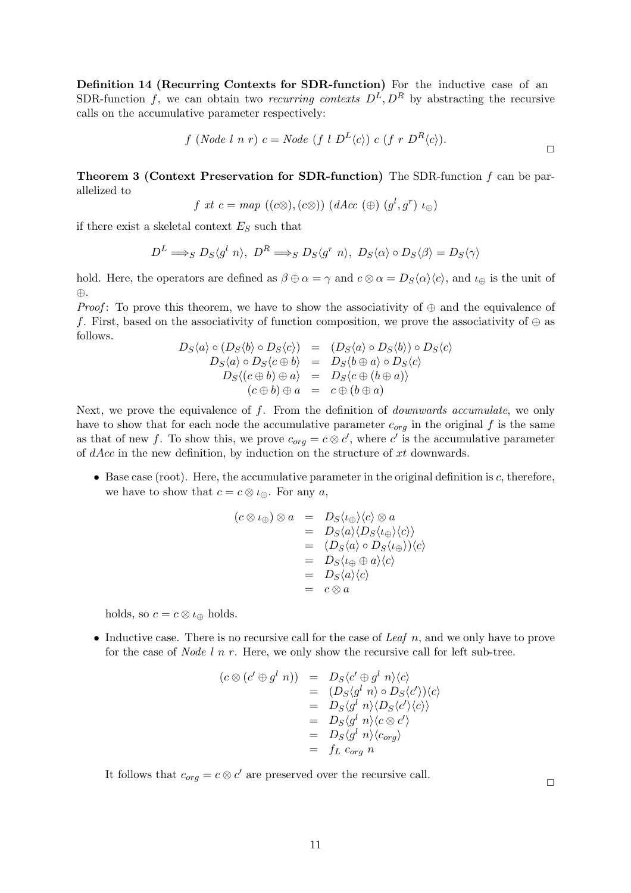**Definition 14 (Recurring Contexts for SDR-function)** For the inductive case of an SDR-function $f$, we can obtain two *recurring contexts* $D^L, D^R$ by abstracting the recursive calls on the accumulative parameter respectively:

$$f\ (Node\ l\ n\ r)\ c = Node\ (f\ l\ D^L\langle c\rangle)\ c\ (f\ r\ D^R\langle c\rangle).$$

□

**Theorem 3 (Context Preservation for SDR-function)** The SDR-function $f$ can be parallelized to

$$f\ xt\ c = map\ ((c\otimes), (c\otimes))\ (dAcc\ (\oplus)\ (g^l, g^r)\ \iota_\oplus)$$

if there exist a skeletal context $E_S$ such that

$$D^L \Longrightarrow_S D_S\langle g^l\ n\rangle,\ D^R \Longrightarrow_S D_S\langle g^r\ n\rangle,\ D_S\langle\alpha\rangle \circ D_S\langle\beta\rangle = D_S\langle\gamma\rangle$$

hold. Here, the operators are defined as $\beta \oplus \alpha = \gamma$ and $c \otimes \alpha = D_S\langle\alpha\rangle\langle c\rangle$, and $\iota_\oplus$ is the unit of $\oplus$.

*Proof*: To prove this theorem, we have to show the associativity of $\oplus$ and the equivalence of $f$. First, based on the associativity of function composition, we prove the associativity of $\oplus$ as follows.

$$\begin{aligned}
D_S\langle a\rangle \circ (D_S\langle b\rangle \circ D_S\langle c\rangle) &= (D_S\langle a\rangle \circ D_S\langle b\rangle) \circ D_S\langle c\rangle \\
D_S\langle a\rangle \circ D_S\langle c \oplus b\rangle &= D_S\langle b \oplus a\rangle \circ D_S\langle c\rangle \\
D_S\langle (c \oplus b) \oplus a\rangle &= D_S\langle c \oplus (b \oplus a)\rangle \\
(c \oplus b) \oplus a &= c \oplus (b \oplus a)
\end{aligned}$$

Next, we prove the equivalence of $f$. From the definition of *downwards accumulate*, we only have to show that for each node the accumulative parameter $c_{org}$ in the original $f$ is the same as that of new $f$. To show this, we prove $c_{org} = c \otimes c'$, where $c'$ is the accumulative parameter of $dAcc$ in the new definition, by induction on the structure of $xt$ downwards.

- Base case (root). Here, the accumulative parameter in the original definition is $c$, therefore, we have to show that $c = c \otimes \iota_\oplus$. For any $a$,

$$\begin{aligned}
(c \otimes \iota_\oplus) \otimes a &= D_S\langle\iota_\oplus\rangle\langle c\rangle \otimes a \\
&= D_S\langle a\rangle\langle D_S\langle\iota_\oplus\rangle\langle c\rangle\rangle \\
&= (D_S\langle a\rangle \circ D_S\langle\iota_\oplus\rangle)\langle c\rangle \\
&= D_S\langle\iota_\oplus \oplus a\rangle\langle c\rangle \\
&= D_S\langle a\rangle\langle c\rangle \\
&= c \otimes a
\end{aligned}$$

  holds, so $c = c \otimes \iota_\oplus$ holds.

- Inductive case. There is no recursive call for the case of *Leaf* $n$, and we only have to prove for the case of *Node* $l\ n\ r$. Here, we only show the recursive call for left sub-tree.

$$\begin{aligned}
(c \otimes (c' \oplus g^l\ n)) &= D_S\langle c' \oplus g^l\ n\rangle\langle c\rangle \\
&= (D_S\langle g^l\ n\rangle \circ D_S\langle c'\rangle)\langle c\rangle \\
&= D_S\langle g^l\ n\rangle\langle D_S\langle c'\rangle\langle c\rangle\rangle \\
&= D_S\langle g^l\ n\rangle\langle c \otimes c'\rangle \\
&= D_S\langle g^l\ n\rangle\langle c_{org}\rangle \\
&= f_L\ c_{org}\ n
\end{aligned}$$

  It follows that $c_{org} = c \otimes c'$ are preserved over the recursive call.

□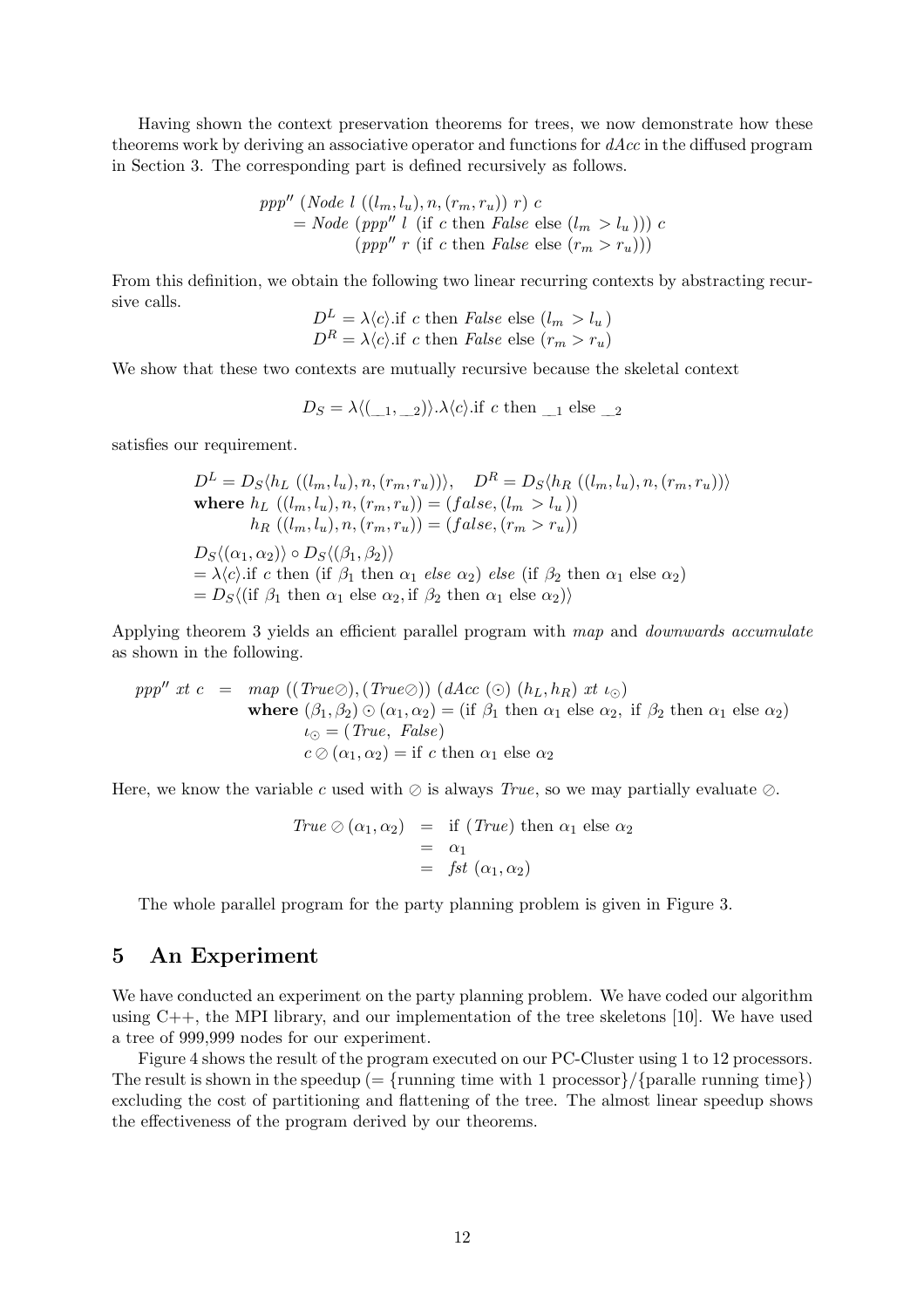Having shown the context preservation theorems for trees, we now demonstrate how these theorems work by deriving an associative operator and functions for *dAcc* in the diffused program in Section 3. The corresponding part is defined recursively as follows.

$$
\begin{aligned}
&ppp''\ (Node\ l\ ((l_m, l_u), n, (r_m, r_u))\ r)\ c \\
&\quad = Node\ (ppp''\ l\ (\text{if } c \text{ then } False \text{ else } (l_m > l_u)))\ c \\
&\qquad\qquad (ppp''\ r\ (\text{if } c \text{ then } False \text{ else } (r_m > r_u)))
\end{aligned}
$$

From this definition, we obtain the following two linear recurring contexts by abstracting recursive calls.

$$
\begin{aligned}
D^L &= \lambda\langle c\rangle.\text{if } c \text{ then } False \text{ else } (l_m > l_u) \\
D^R &= \lambda\langle c\rangle.\text{if } c \text{ then } False \text{ else } (r_m > r_u)
\end{aligned}
$$

We show that these two contexts are mutually recursive because the skeletal context

$$D_S = \lambda\langle(\_\_1, \_\_2)\rangle.\lambda\langle c\rangle.\text{if } c \text{ then } \_\_1 \text{ else } \_\_2$$

satisfies our requirement.

$$
\begin{aligned}
&D^L = D_S\langle h_L\ ((l_m, l_u), n, (r_m, r_u))\rangle, \quad D^R = D_S\langle h_R\ ((l_m, l_u), n, (r_m, r_u))\rangle \\
&\textbf{where } h_L\ ((l_m, l_u), n, (r_m, r_u)) = (false, (l_m > l_u)) \\
&\qquad\quad\ h_R\ ((l_m, l_u), n, (r_m, r_u)) = (false, (r_m > r_u)) \\
&D_S\langle(\alpha_1, \alpha_2)\rangle \circ D_S\langle(\beta_1, \beta_2)\rangle \\
&= \lambda\langle c\rangle.\text{if } c \text{ then } (\text{if } \beta_1 \text{ then } \alpha_1\ else\ \alpha_2)\ else\ (\text{if } \beta_2 \text{ then } \alpha_1 \text{ else } \alpha_2) \\
&= D_S\langle(\text{if } \beta_1 \text{ then } \alpha_1 \text{ else } \alpha_2, \text{if } \beta_2 \text{ then } \alpha_1 \text{ else } \alpha_2)\rangle
\end{aligned}
$$

Applying theorem 3 yields an efficient parallel program with *map* and *downwards accumulate* as shown in the following.

$$
\begin{aligned}
ppp''\ xt\ c \ = \ & map\ ((True\oslash), (True\oslash))\ (dAcc\ (\odot)\ (h_L, h_R)\ xt\ \iota_\odot) \\
& \textbf{where } (\beta_1, \beta_2) \odot (\alpha_1, \alpha_2) = (\text{if } \beta_1 \text{ then } \alpha_1 \text{ else } \alpha_2,\ \text{if } \beta_2 \text{ then } \alpha_1 \text{ else } \alpha_2) \\
& \qquad\ \ \iota_\odot = (True,\ False) \\
& \qquad\ \ c \oslash (\alpha_1, \alpha_2) = \text{if } c \text{ then } \alpha_1 \text{ else } \alpha_2
\end{aligned}
$$

Here, we know the variable $c$ used with $\oslash$ is always *True*, so we may partially evaluate $\oslash$.

$$
\begin{aligned}
True \oslash (\alpha_1, \alpha_2) &= \text{if } (True) \text{ then } \alpha_1 \text{ else } \alpha_2 \\
&= \alpha_1 \\
&= fst\ (\alpha_1, \alpha_2)
\end{aligned}
$$

The whole parallel program for the party planning problem is given in Figure 3.

## 5 An Experiment

We have conducted an experiment on the party planning problem. We have coded our algorithm using C++, the MPI library, and our implementation of the tree skeletons [10]. We have used a tree of 999,999 nodes for our experiment.

Figure 4 shows the result of the program executed on our PC-Cluster using 1 to 12 processors. The result is shown in the speedup (= {running time with 1 processor}/{paralle running time}) excluding the cost of partitioning and flattening of the tree. The almost linear speedup shows the effectiveness of the program derived by our theorems.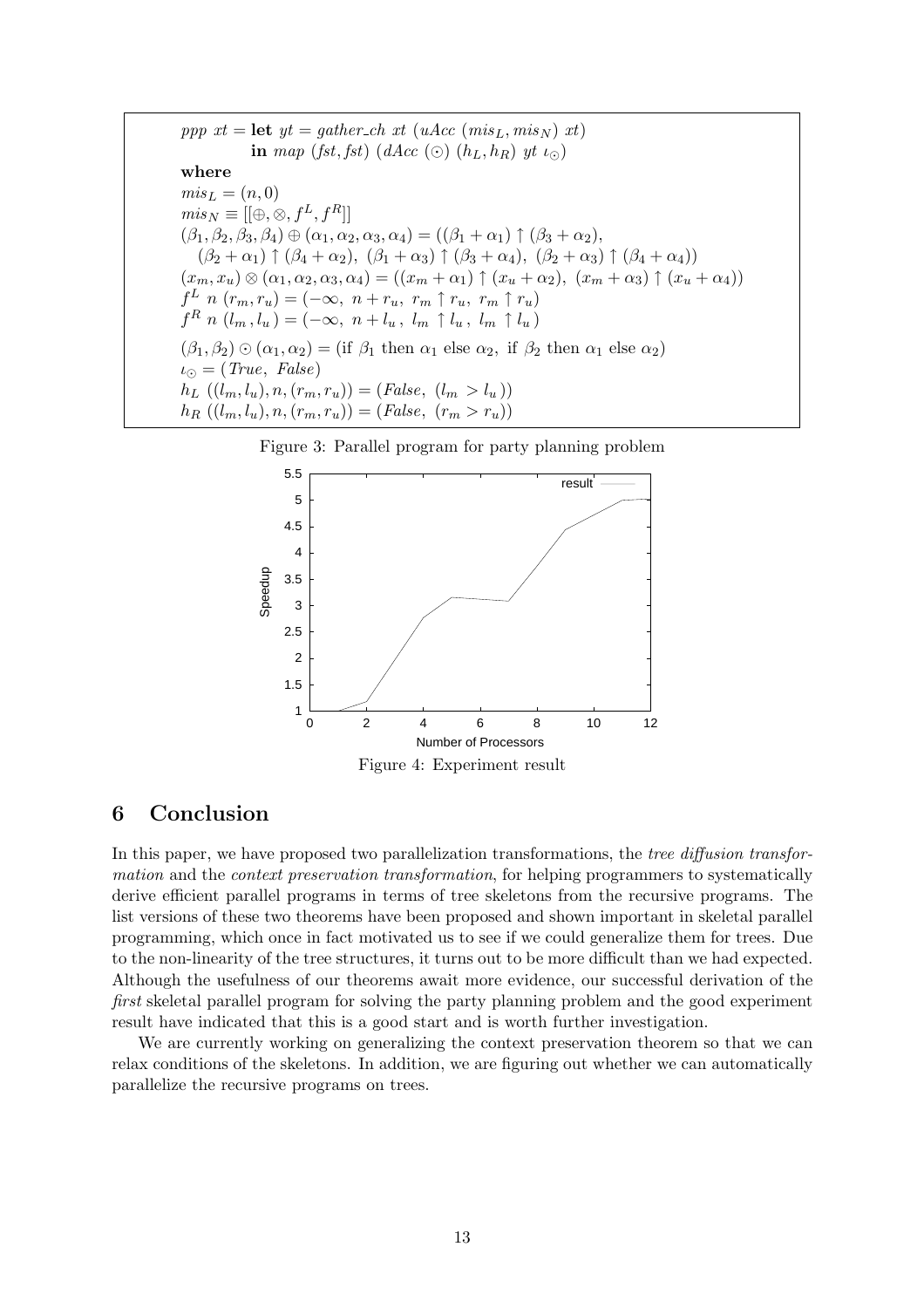$$
\begin{aligned}
&ppp\ xt = \textbf{let}\ yt = gather\_ch\ xt\ (uAcc\ (mis_L, mis_N)\ xt) \\
&\qquad\quad \textbf{in}\ map\ (fst, fst)\ (dAcc\ (\odot)\ (h_L, h_R)\ yt\ \iota_\odot) \\
&\textbf{where} \\
&mis_L = (n, 0) \\
&mis_N \equiv [[\oplus, \otimes, f^L, f^R]] \\
&(\beta_1, \beta_2, \beta_3, \beta_4) \oplus (\alpha_1, \alpha_2, \alpha_3, \alpha_4) = ((\beta_1 + \alpha_1) \uparrow (\beta_3 + \alpha_2), \\
&\quad (\beta_2 + \alpha_1) \uparrow (\beta_4 + \alpha_2),\ (\beta_1 + \alpha_3) \uparrow (\beta_3 + \alpha_4),\ (\beta_2 + \alpha_3) \uparrow (\beta_4 + \alpha_4)) \\
&(x_m, x_u) \otimes (\alpha_1, \alpha_2, \alpha_3, \alpha_4) = ((x_m + \alpha_1) \uparrow (x_u + \alpha_2),\ (x_m + \alpha_3) \uparrow (x_u + \alpha_4)) \\
&f^L\ n\ (r_m, r_u) = (-\infty,\ n + r_u,\ r_m \uparrow r_u,\ r_m \uparrow r_u) \\
&f^R\ n\ (l_m, l_u) = (-\infty,\ n + l_u,\ l_m \uparrow l_u,\ l_m \uparrow l_u) \\
&(\beta_1, \beta_2) \odot (\alpha_1, \alpha_2) = (\text{if } \beta_1 \text{ then } \alpha_1 \text{ else } \alpha_2,\ \text{if } \beta_2 \text{ then } \alpha_1 \text{ else } \alpha_2) \\
&\iota_\odot = (True,\ False) \\
&h_L\ ((l_m, l_u), n, (r_m, r_u)) = (False,\ (l_m > l_u)) \\
&h_R\ ((l_m, l_u), n, (r_m, r_u)) = (False,\ (r_m > r_u))
\end{aligned}
$$

Figure 3: Parallel program for party planning problem

Figure 4: Experiment result

# 6 Conclusion

In this paper, we have proposed two parallelization transformations, the *tree diffusion transformation* and the *context preservation transformation*, for helping programmers to systematically derive efficient parallel programs in terms of tree skeletons from the recursive programs. The list versions of these two theorems have been proposed and shown important in skeletal parallel programming, which once in fact motivated us to see if we could generalize them for trees. Due to the non-linearity of the tree structures, it turns out to be more difficult than we had expected. Although the usefulness of our theorems await more evidence, our successful derivation of the *first* skeletal parallel program for solving the party planning problem and the good experiment result have indicated that this is a good start and is worth further investigation.

We are currently working on generalizing the context preservation theorem so that we can relax conditions of the skeletons. In addition, we are figuring out whether we can automatically parallelize the recursive programs on trees.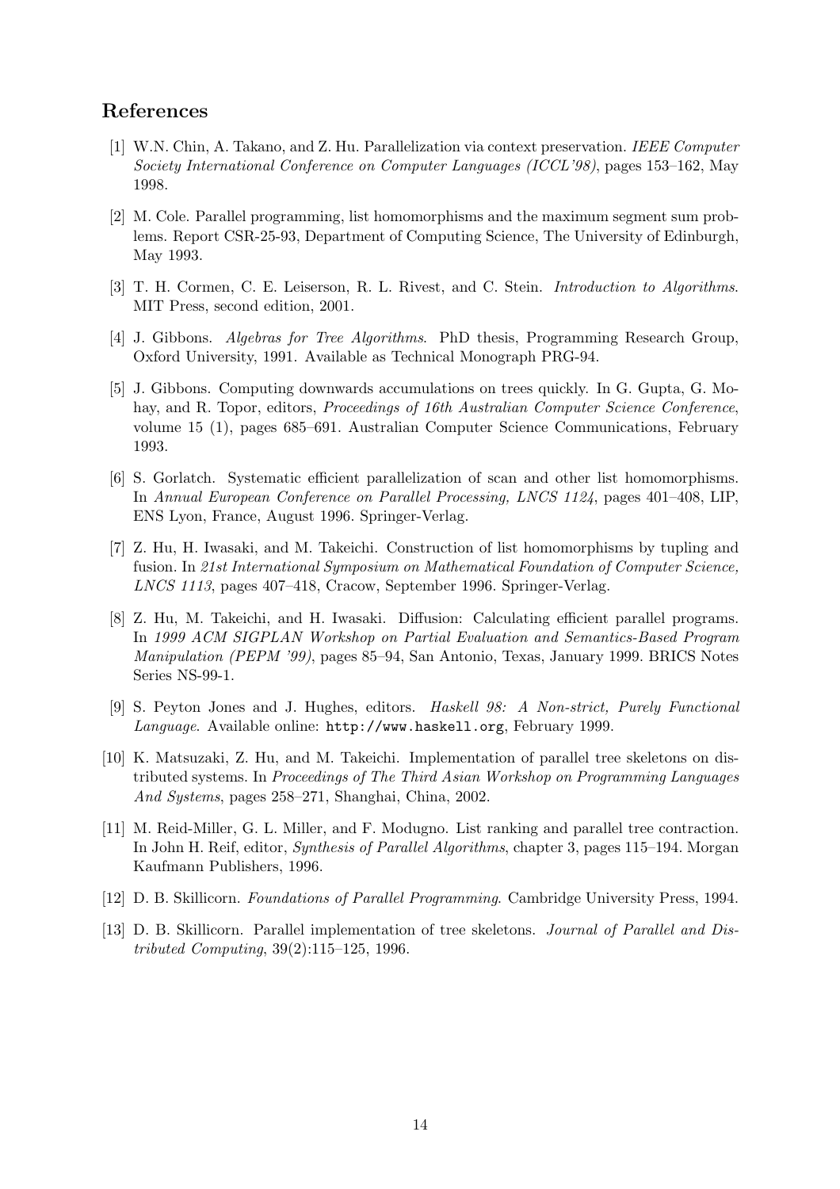## References

[1] W.N. Chin, A. Takano, and Z. Hu. Parallelization via context preservation. *IEEE Computer Society International Conference on Computer Languages (ICCL'98)*, pages 153–162, May 1998.

[2] M. Cole. Parallel programming, list homomorphisms and the maximum segment sum problems. Report CSR-25-93, Department of Computing Science, The University of Edinburgh, May 1993.

[3] T. H. Cormen, C. E. Leiserson, R. L. Rivest, and C. Stein. *Introduction to Algorithms*. MIT Press, second edition, 2001.

[4] J. Gibbons. *Algebras for Tree Algorithms*. PhD thesis, Programming Research Group, Oxford University, 1991. Available as Technical Monograph PRG-94.

[5] J. Gibbons. Computing downwards accumulations on trees quickly. In G. Gupta, G. Mohay, and R. Topor, editors, *Proceedings of 16th Australian Computer Science Conference*, volume 15 (1), pages 685–691. Australian Computer Science Communications, February 1993.

[6] S. Gorlatch. Systematic efficient parallelization of scan and other list homomorphisms. In *Annual European Conference on Parallel Processing, LNCS 1124*, pages 401–408, LIP, ENS Lyon, France, August 1996. Springer-Verlag.

[7] Z. Hu, H. Iwasaki, and M. Takeichi. Construction of list homomorphisms by tupling and fusion. In *21st International Symposium on Mathematical Foundation of Computer Science, LNCS 1113*, pages 407–418, Cracow, September 1996. Springer-Verlag.

[8] Z. Hu, M. Takeichi, and H. Iwasaki. Diffusion: Calculating efficient parallel programs. In *1999 ACM SIGPLAN Workshop on Partial Evaluation and Semantics-Based Program Manipulation (PEPM '99)*, pages 85–94, San Antonio, Texas, January 1999. BRICS Notes Series NS-99-1.

[9] S. Peyton Jones and J. Hughes, editors. *Haskell 98: A Non-strict, Purely Functional Language*. Available online: `http://www.haskell.org`, February 1999.

[10] K. Matsuzaki, Z. Hu, and M. Takeichi. Implementation of parallel tree skeletons on distributed systems. In *Proceedings of The Third Asian Workshop on Programming Languages And Systems*, pages 258–271, Shanghai, China, 2002.

[11] M. Reid-Miller, G. L. Miller, and F. Modugno. List ranking and parallel tree contraction. In John H. Reif, editor, *Synthesis of Parallel Algorithms*, chapter 3, pages 115–194. Morgan Kaufmann Publishers, 1996.

[12] D. B. Skillicorn. *Foundations of Parallel Programming*. Cambridge University Press, 1994.

[13] D. B. Skillicorn. Parallel implementation of tree skeletons. *Journal of Parallel and Distributed Computing*, 39(2):115–125, 1996.